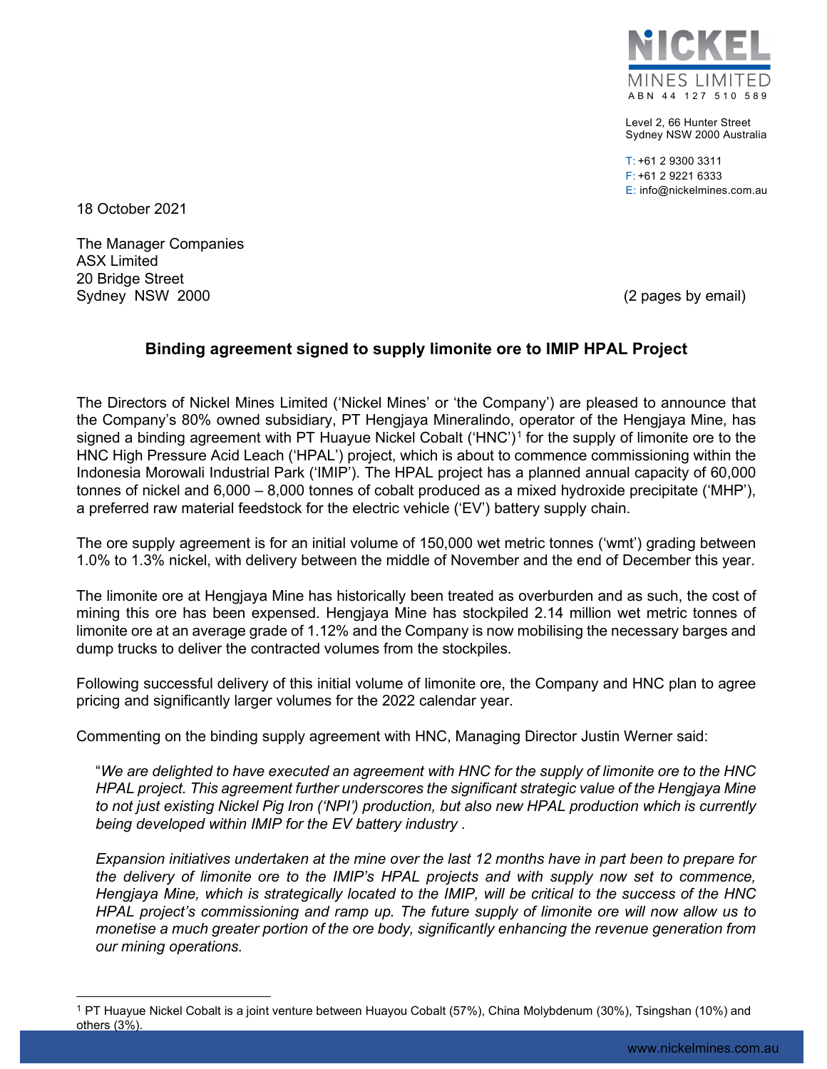NICKEL MINES LIMITED
ABN 44 127 510 589

Level 2, 66 Hunter Street
Sydney NSW 2000 Australia

T: +61 2 9300 3311
F: +61 2 9221 6333
E: info@nickelmines.com.au

18 October 2021

The Manager Companies
ASX Limited
20 Bridge Street
Sydney NSW 2000

(2 pages by email)

## Binding agreement signed to supply limonite ore to IMIP HPAL Project

The Directors of Nickel Mines Limited ('Nickel Mines' or 'the Company') are pleased to announce that the Company's 80% owned subsidiary, PT Hengjaya Mineralindo, operator of the Hengjaya Mine, has signed a binding agreement with PT Huayue Nickel Cobalt ('HNC')[1] for the supply of limonite ore to the HNC High Pressure Acid Leach ('HPAL') project, which is about to commence commissioning within the Indonesia Morowali Industrial Park ('IMIP'). The HPAL project has a planned annual capacity of 60,000 tonnes of nickel and 6,000 – 8,000 tonnes of cobalt produced as a mixed hydroxide precipitate ('MHP'), a preferred raw material feedstock for the electric vehicle ('EV') battery supply chain.

The ore supply agreement is for an initial volume of 150,000 wet metric tonnes ('wmt') grading between 1.0% to 1.3% nickel, with delivery between the middle of November and the end of December this year.

The limonite ore at Hengjaya Mine has historically been treated as overburden and as such, the cost of mining this ore has been expensed. Hengjaya Mine has stockpiled 2.14 million wet metric tonnes of limonite ore at an average grade of 1.12% and the Company is now mobilising the necessary barges and dump trucks to deliver the contracted volumes from the stockpiles.

Following successful delivery of this initial volume of limonite ore, the Company and HNC plan to agree pricing and significantly larger volumes for the 2022 calendar year.

Commenting on the binding supply agreement with HNC, Managing Director Justin Werner said:

"*We are delighted to have executed an agreement with HNC for the supply of limonite ore to the HNC HPAL project. This agreement further underscores the significant strategic value of the Hengjaya Mine to not just existing Nickel Pig Iron ('NPI') production, but also new HPAL production which is currently being developed within IMIP for the EV battery industry .*

*Expansion initiatives undertaken at the mine over the last 12 months have in part been to prepare for the delivery of limonite ore to the IMIP's HPAL projects and with supply now set to commence, Hengjaya Mine, which is strategically located to the IMIP, will be critical to the success of the HNC HPAL project's commissioning and ramp up. The future supply of limonite ore will now allow us to monetise a much greater portion of the ore body, significantly enhancing the revenue generation from our mining operations.*

[1] PT Huayue Nickel Cobalt is a joint venture between Huayou Cobalt (57%), China Molybdenum (30%), Tsingshan (10%) and others (3%).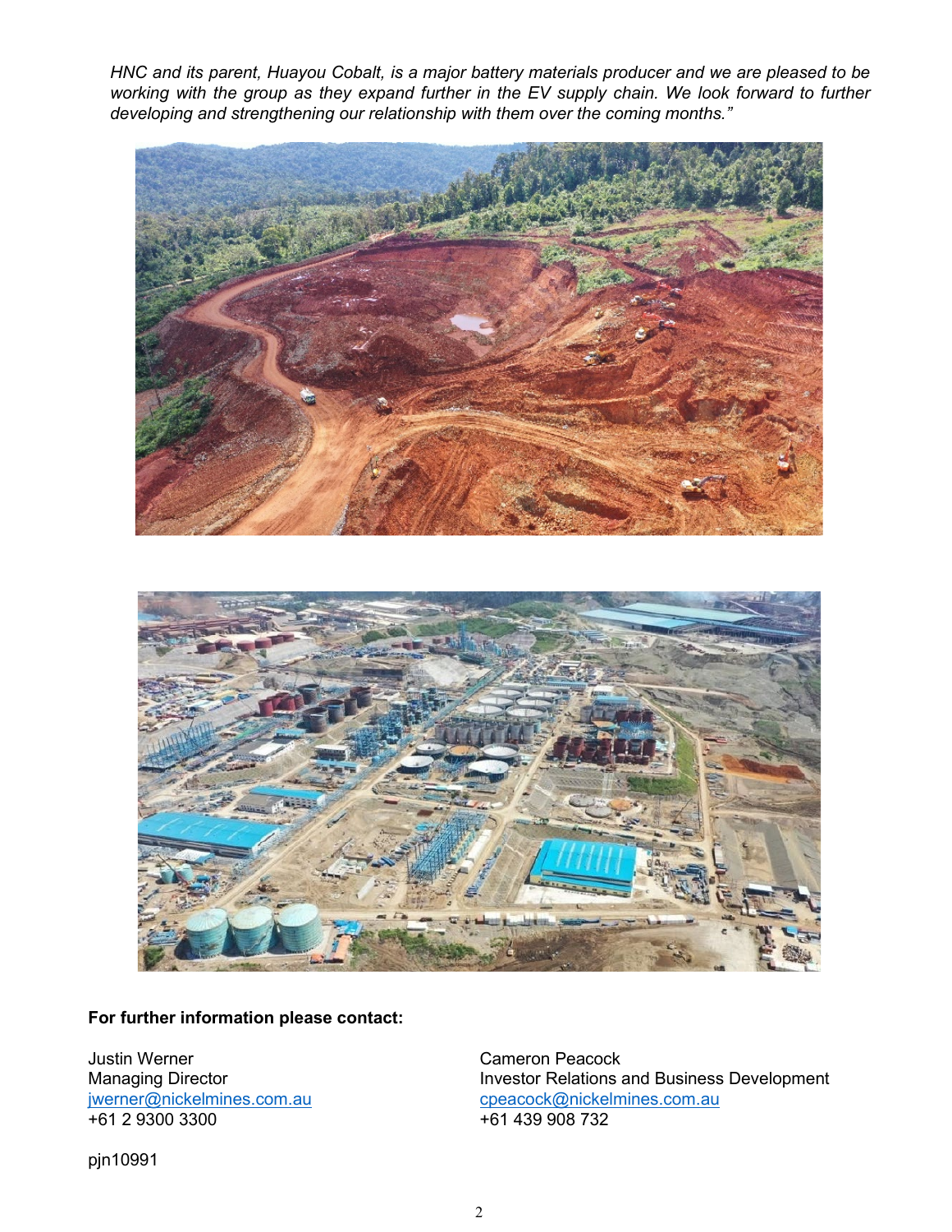*HNC and its parent, Huayou Cobalt, is a major battery materials producer and we are pleased to be working with the group as they expand further in the EV supply chain. We look forward to further developing and strengthening our relationship with them over the coming months."*

**For further information please contact:**

Justin Werner
Managing Director
jwerner@nickelmines.com.au
+61 2 9300 3300

Cameron Peacock
Investor Relations and Business Development
cpeacock@nickelmines.com.au
+61 439 908 732

pjn10991